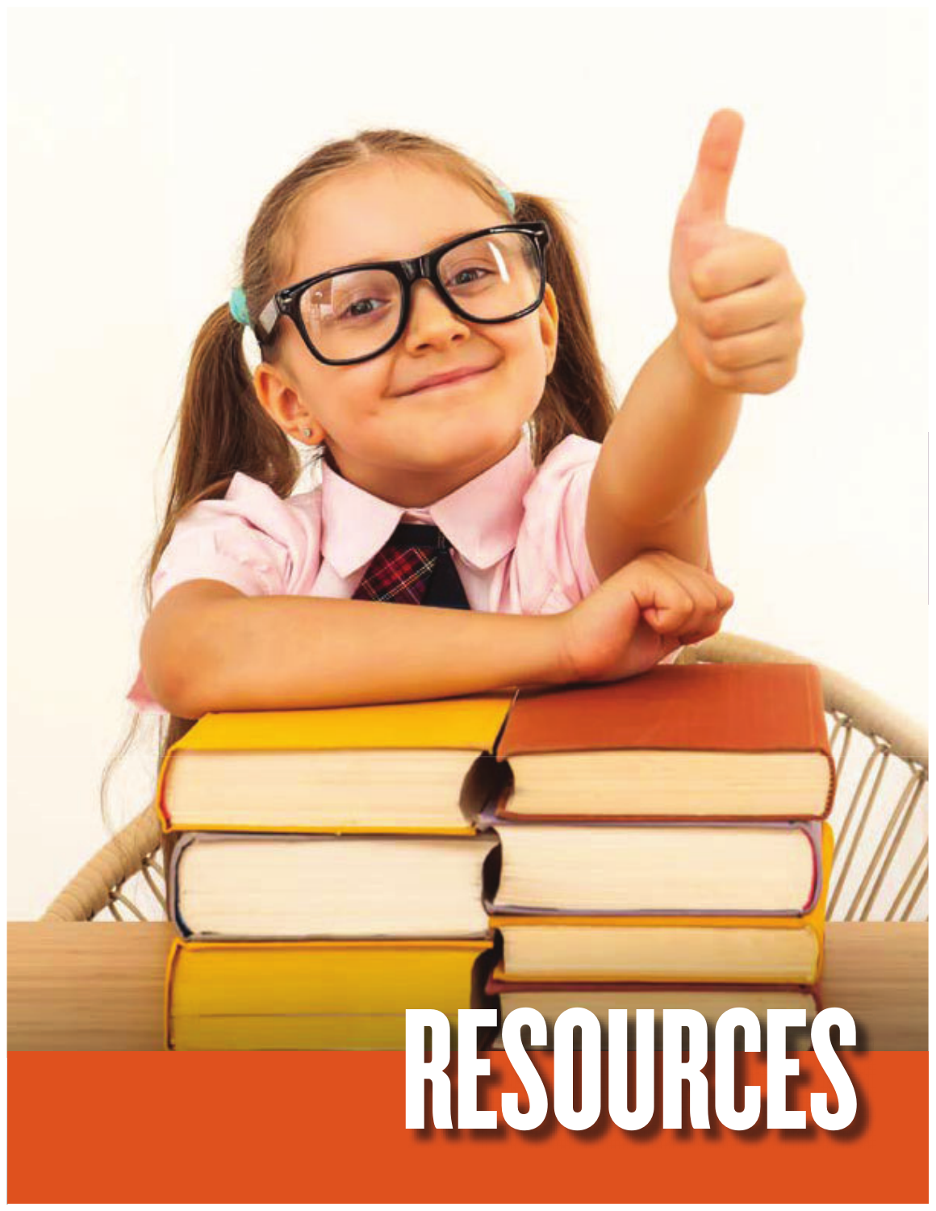# RESOURCES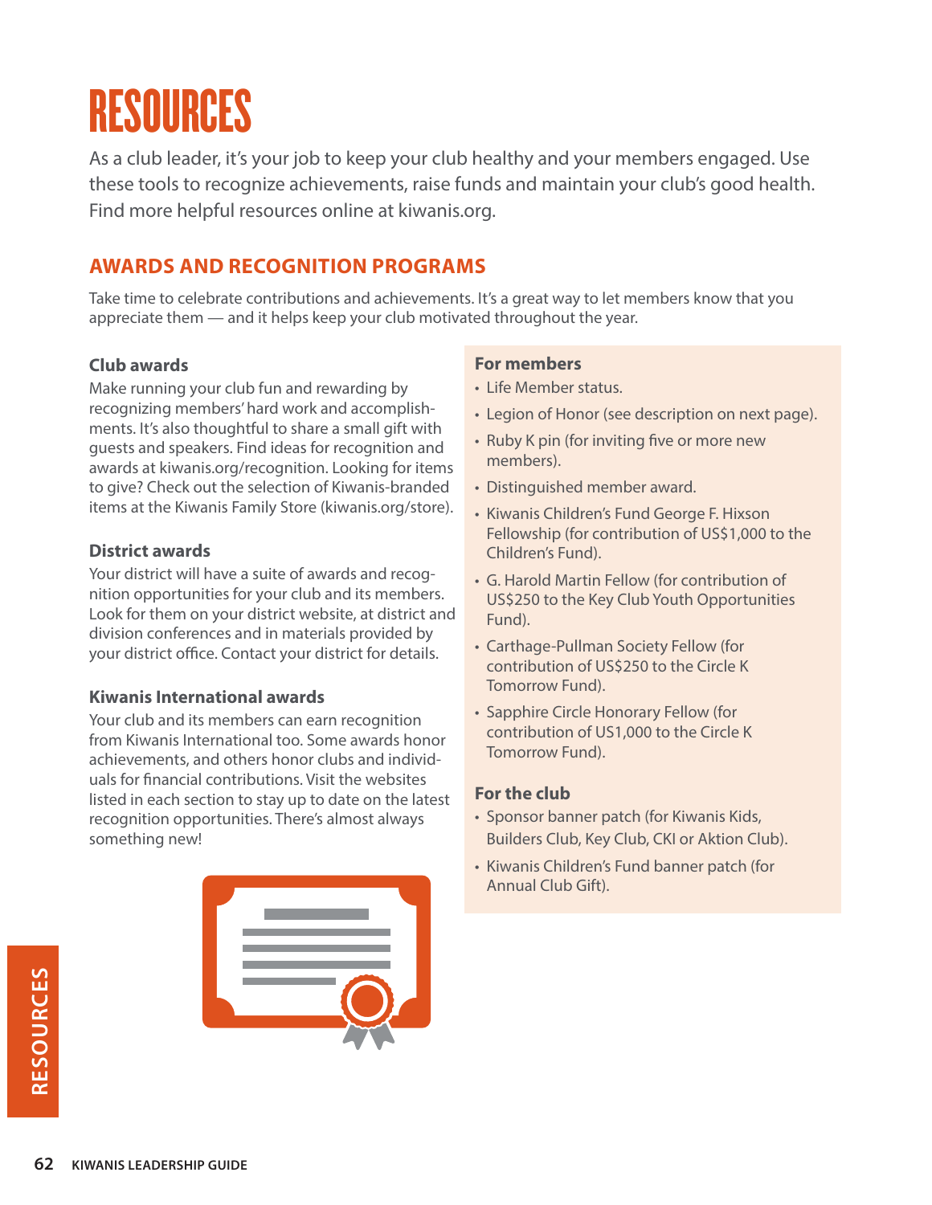# RESOURCES

As a club leader, it's your job to keep your club healthy and your members engaged. Use these tools to recognize achievements, raise funds and maintain your club's good health. Find more helpful resources online at kiwanis.org.

## AWARDS AND RECOGNITION PROGRAMS

Take time to celebrate contributions and achievements. It's a great way to let members know that you appreciate them — and it helps keep your club motivated throughout the year.

### Club awards

Make running your club fun and rewarding by recognizing members' hard work and accomplishments. It's also thoughtful to share a small gift with guests and speakers. Find ideas for recognition and awards at kiwanis.org/recognition. Looking for items to give? Check out the selection of Kiwanis-branded items at the Kiwanis Family Store (kiwanis.org/store).

### District awards

Your district will have a suite of awards and recognition opportunities for your club and its members. Look for them on your district website, at district and division conferences and in materials provided by your district office. Contact your district for details.

### Kiwanis International awards

Your club and its members can earn recognition from Kiwanis International too. Some awards honor achievements, and others honor clubs and individuals for financial contributions. Visit the websites listed in each section to stay up to date on the latest recognition opportunities. There's almost always something new!

### For members

- Life Member status.
- Legion of Honor (see description on next page).
- Ruby K pin (for inviting five or more new members).
- Distinguished member award.
- Kiwanis Children's Fund George F. Hixson Fellowship (for contribution of US$1,000 to the Children's Fund).
- G. Harold Martin Fellow (for contribution of US$250 to the Key Club Youth Opportunities Fund).
- Carthage-Pullman Society Fellow (for contribution of US$250 to the Circle K Tomorrow Fund).
- Sapphire Circle Honorary Fellow (for contribution of US1,000 to the Circle K Tomorrow Fund).

### For the club

- Sponsor banner patch (for Kiwanis Kids, Builders Club, Key Club, CKI or Aktion Club).
- Kiwanis Children's Fund banner patch (for Annual Club Gift).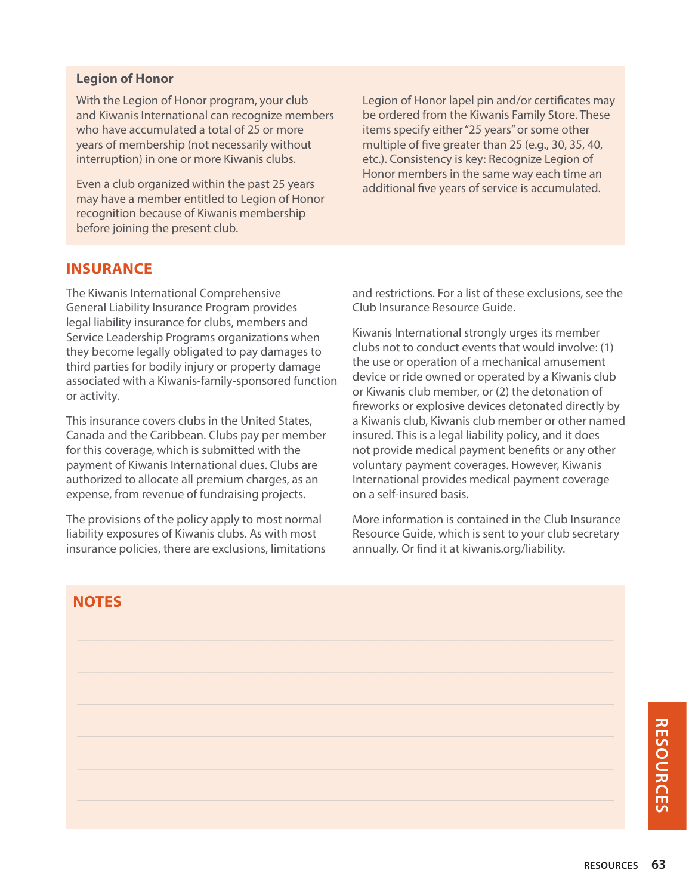### Legion of Honor

With the Legion of Honor program, your club and Kiwanis International can recognize members who have accumulated a total of 25 or more years of membership (not necessarily without interruption) in one or more Kiwanis clubs.

Even a club organized within the past 25 years may have a member entitled to Legion of Honor recognition because of Kiwanis membership before joining the present club.

Legion of Honor lapel pin and/or certificates may be ordered from the Kiwanis Family Store. These items specify either "25 years" or some other multiple of five greater than 25 (e.g., 30, 35, 40, etc.). Consistency is key: Recognize Legion of Honor members in the same way each time an additional five years of service is accumulated.

## INSURANCE

The Kiwanis International Comprehensive General Liability Insurance Program provides legal liability insurance for clubs, members and Service Leadership Programs organizations when they become legally obligated to pay damages to third parties for bodily injury or property damage associated with a Kiwanis-family-sponsored function or activity.

This insurance covers clubs in the United States, Canada and the Caribbean. Clubs pay per member for this coverage, which is submitted with the payment of Kiwanis International dues. Clubs are authorized to allocate all premium charges, as an expense, from revenue of fundraising projects.

The provisions of the policy apply to most normal liability exposures of Kiwanis clubs. As with most insurance policies, there are exclusions, limitations and restrictions. For a list of these exclusions, see the Club Insurance Resource Guide.

Kiwanis International strongly urges its member clubs not to conduct events that would involve: (1) the use or operation of a mechanical amusement device or ride owned or operated by a Kiwanis club or Kiwanis club member, or (2) the detonation of fireworks or explosive devices detonated directly by a Kiwanis club, Kiwanis club member or other named insured. This is a legal liability policy, and it does not provide medical payment benefits or any other voluntary payment coverages. However, Kiwanis International provides medical payment coverage on a self-insured basis.

More information is contained in the Club Insurance Resource Guide, which is sent to your club secretary annually. Or find it at kiwanis.org/liability.

## NOTES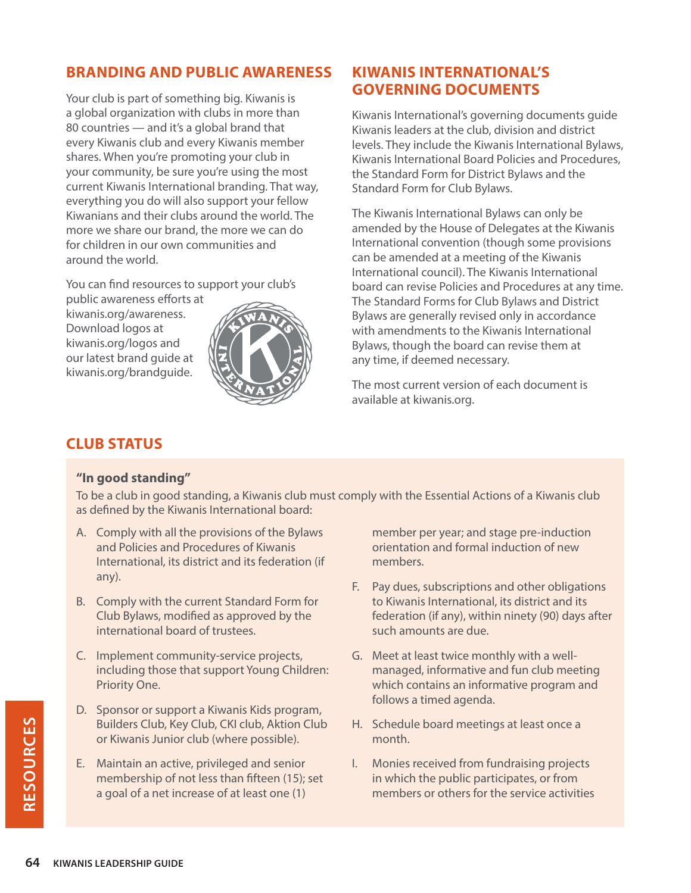## BRANDING AND PUBLIC AWARENESS

Your club is part of something big. Kiwanis is a global organization with clubs in more than 80 countries — and it's a global brand that every Kiwanis club and every Kiwanis member shares. When you're promoting your club in your community, be sure you're using the most current Kiwanis International branding. That way, everything you do will also support your fellow Kiwanians and their clubs around the world. The more we share our brand, the more we can do for children in our own communities and around the world.

You can find resources to support your club's public awareness efforts at kiwanis.org/awareness. Download logos at kiwanis.org/logos and our latest brand guide at kiwanis.org/brandguide.

## KIWANIS INTERNATIONAL'S GOVERNING DOCUMENTS

Kiwanis International's governing documents guide Kiwanis leaders at the club, division and district levels. They include the Kiwanis International Bylaws, Kiwanis International Board Policies and Procedures, the Standard Form for District Bylaws and the Standard Form for Club Bylaws.

The Kiwanis International Bylaws can only be amended by the House of Delegates at the Kiwanis International convention (though some provisions can be amended at a meeting of the Kiwanis International council). The Kiwanis International board can revise Policies and Procedures at any time. The Standard Forms for Club Bylaws and District Bylaws are generally revised only in accordance with amendments to the Kiwanis International Bylaws, though the board can revise them at any time, if deemed necessary.

The most current version of each document is available at kiwanis.org.

## CLUB STATUS

### "In good standing"

To be a club in good standing, a Kiwanis club must comply with the Essential Actions of a Kiwanis club as defined by the Kiwanis International board:

A. Comply with all the provisions of the Bylaws and Policies and Procedures of Kiwanis International, its district and its federation (if any).

B. Comply with the current Standard Form for Club Bylaws, modified as approved by the international board of trustees.

C. Implement community-service projects, including those that support Young Children: Priority One.

D. Sponsor or support a Kiwanis Kids program, Builders Club, Key Club, CKI club, Aktion Club or Kiwanis Junior club (where possible).

E. Maintain an active, privileged and senior membership of not less than fifteen (15); set a goal of a net increase of at least one (1) member per year; and stage pre-induction orientation and formal induction of new members.

F. Pay dues, subscriptions and other obligations to Kiwanis International, its district and its federation (if any), within ninety (90) days after such amounts are due.

G. Meet at least twice monthly with a well-managed, informative and fun club meeting which contains an informative program and follows a timed agenda.

H. Schedule board meetings at least once a month.

I. Monies received from fundraising projects in which the public participates, or from members or others for the service activities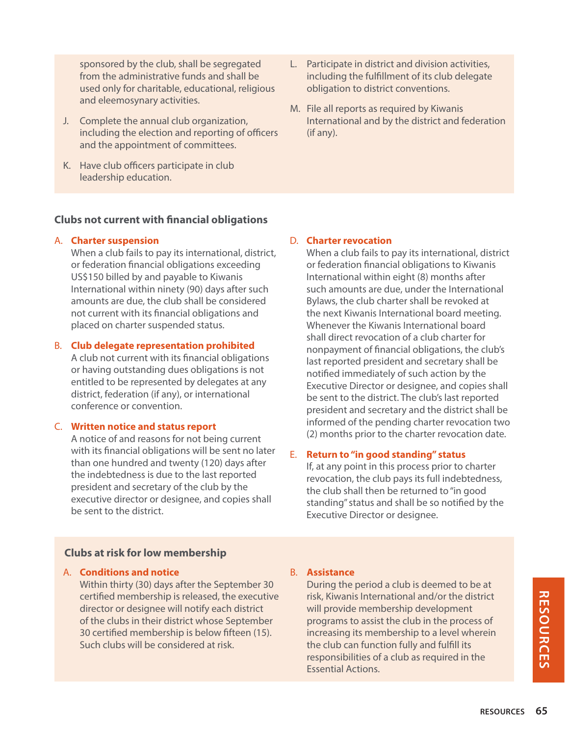sponsored by the club, shall be segregated from the administrative funds and shall be used only for charitable, educational, religious and eleemosynary activities.

J. Complete the annual club organization, including the election and reporting of officers and the appointment of committees.

K. Have club officers participate in club leadership education.

L. Participate in district and division activities, including the fulfillment of its club delegate obligation to district conventions.

M. File all reports as required by Kiwanis International and by the district and federation (if any).

### Clubs not current with financial obligations

A. **Charter suspension**
When a club fails to pay its international, district, or federation financial obligations exceeding US$150 billed by and payable to Kiwanis International within ninety (90) days after such amounts are due, the club shall be considered not current with its financial obligations and placed on charter suspended status.

B. **Club delegate representation prohibited**
A club not current with its financial obligations or having outstanding dues obligations is not entitled to be represented by delegates at any district, federation (if any), or international conference or convention.

C. **Written notice and status report**
A notice of and reasons for not being current with its financial obligations will be sent no later than one hundred and twenty (120) days after the indebtedness is due to the last reported president and secretary of the club by the executive director or designee, and copies shall be sent to the district.

D. **Charter revocation**
When a club fails to pay its international, district or federation financial obligations to Kiwanis International within eight (8) months after such amounts are due, under the International Bylaws, the club charter shall be revoked at the next Kiwanis International board meeting. Whenever the Kiwanis International board shall direct revocation of a club charter for nonpayment of financial obligations, the club's last reported president and secretary shall be notified immediately of such action by the Executive Director or designee, and copies shall be sent to the district. The club's last reported president and secretary and the district shall be informed of the pending charter revocation two (2) months prior to the charter revocation date.

E. **Return to "in good standing" status**
If, at any point in this process prior to charter revocation, the club pays its full indebtedness, the club shall then be returned to "in good standing" status and shall be so notified by the Executive Director or designee.

### Clubs at risk for low membership

A. **Conditions and notice**
Within thirty (30) days after the September 30 certified membership is released, the executive director or designee will notify each district of the clubs in their district whose September 30 certified membership is below fifteen (15). Such clubs will be considered at risk.

B. **Assistance**
During the period a club is deemed to be at risk, Kiwanis International and/or the district will provide membership development programs to assist the club in the process of increasing its membership to a level wherein the club can function fully and fulfill its responsibilities of a club as required in the Essential Actions.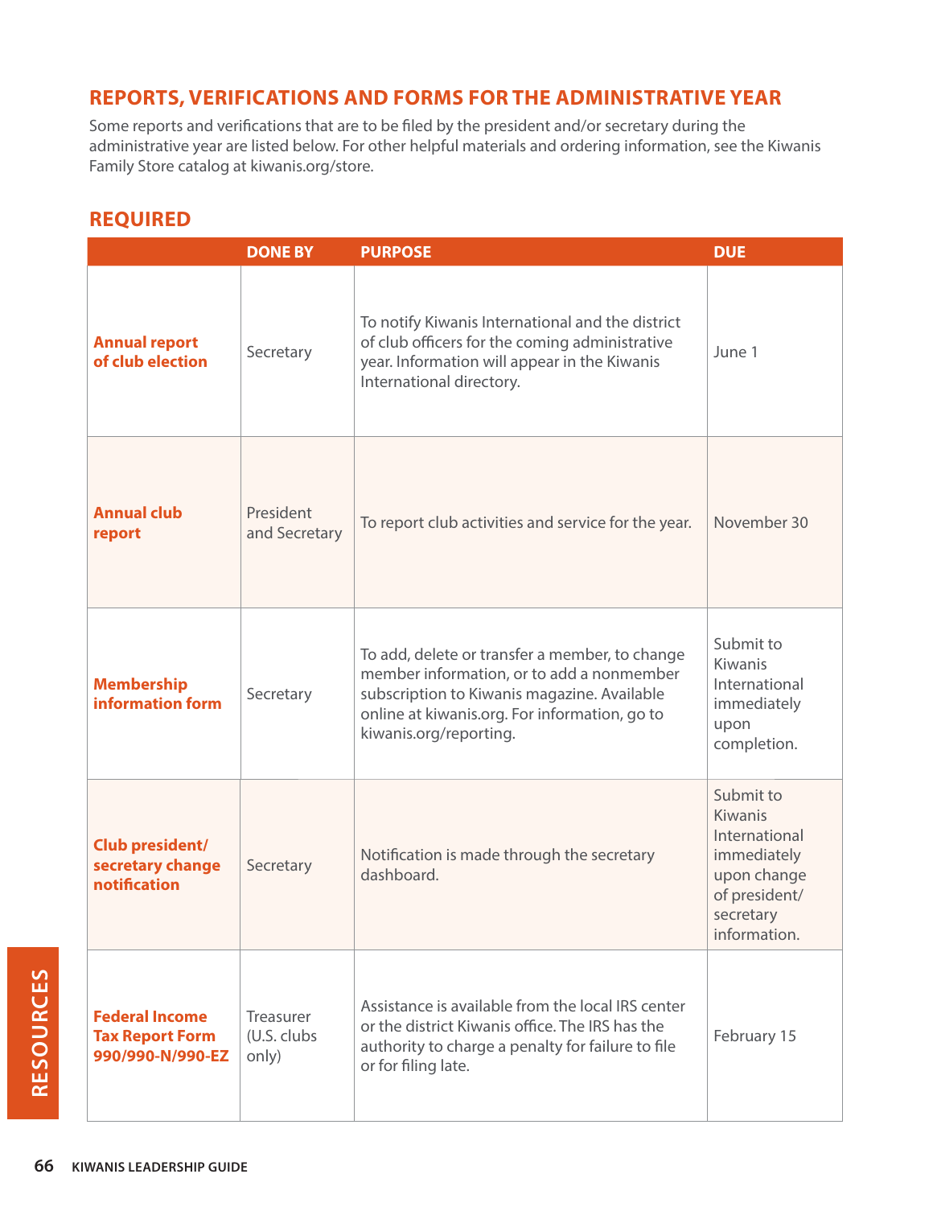## REPORTS, VERIFICATIONS AND FORMS FOR THE ADMINISTRATIVE YEAR

Some reports and verifications that are to be filed by the president and/or secretary during the administrative year are listed below. For other helpful materials and ordering information, see the Kiwanis Family Store catalog at kiwanis.org/store.

## REQUIRED

| | DONE BY | PURPOSE | DUE |
|---|---|---|---|
| **Annual report of club election** | Secretary | To notify Kiwanis International and the district of club officers for the coming administrative year. Information will appear in the Kiwanis International directory. | June 1 |
| **Annual club report** | President and Secretary | To report club activities and service for the year. | November 30 |
| **Membership information form** | Secretary | To add, delete or transfer a member, to change member information, or to add a nonmember subscription to Kiwanis magazine. Available online at kiwanis.org. For information, go to kiwanis.org/reporting. | Submit to Kiwanis International immediately upon completion. |
| **Club president/ secretary change notification** | Secretary | Notification is made through the secretary dashboard. | Submit to Kiwanis International immediately upon change of president/ secretary information. |
| **Federal Income Tax Report Form 990/990-N/990-EZ** | Treasurer (U.S. clubs only) | Assistance is available from the local IRS center or the district Kiwanis office. The IRS has the authority to charge a penalty for failure to file or for filing late. | February 15 |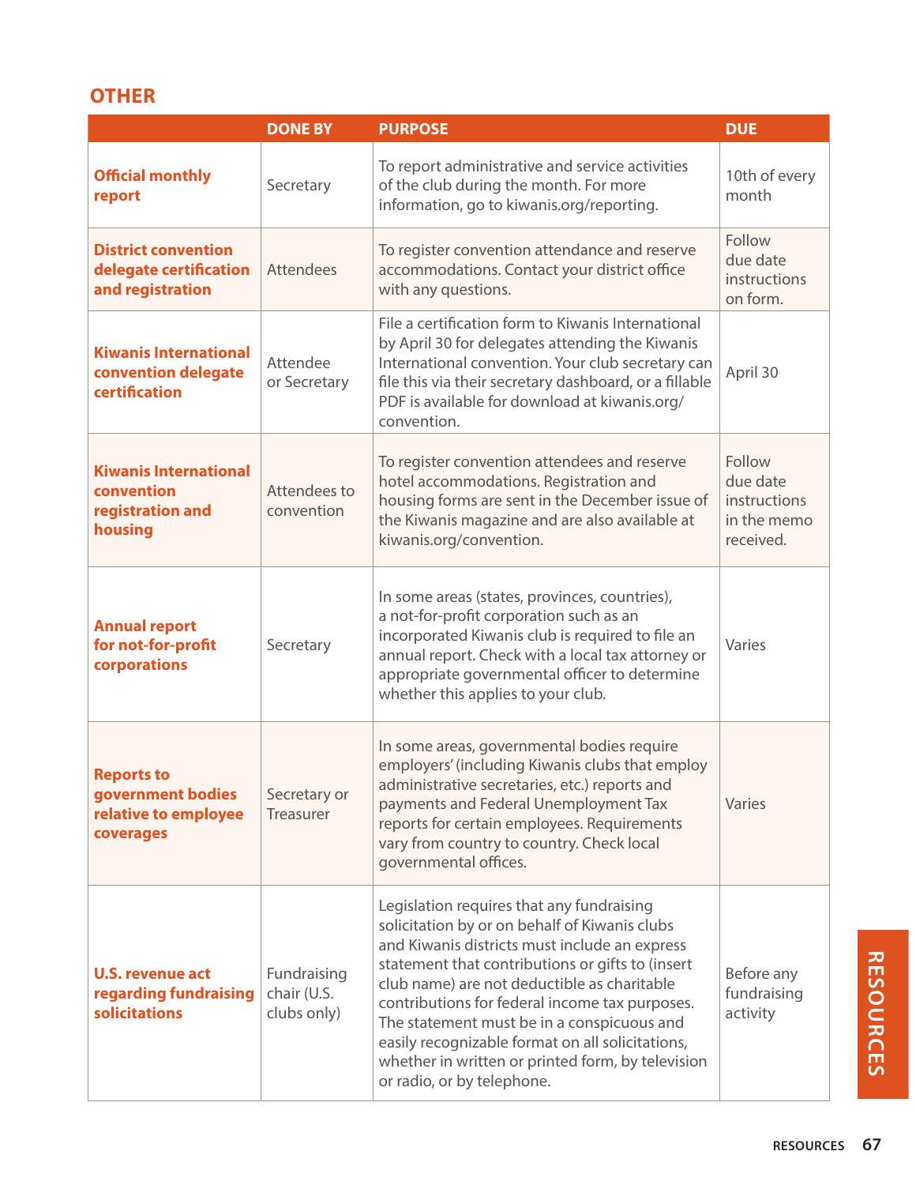## OTHER

| | DONE BY | PURPOSE | DUE |
|---|---|---|---|
| **Official monthly report** | Secretary | To report administrative and service activities of the club during the month. For more information, go to kiwanis.org/reporting. | 10th of every month |
| **District convention delegate certification and registration** | Attendees | To register convention attendance and reserve accommodations. Contact your district office with any questions. | Follow due date instructions on form. |
| **Kiwanis International convention delegate certification** | Attendee or Secretary | File a certification form to Kiwanis International by April 30 for delegates attending the Kiwanis International convention. Your club secretary can file this via their secretary dashboard, or a fillable PDF is available for download at kiwanis.org/convention. | April 30 |
| **Kiwanis International convention registration and housing** | Attendees to convention | To register convention attendees and reserve hotel accommodations. Registration and housing forms are sent in the December issue of the Kiwanis magazine and are also available at kiwanis.org/convention. | Follow due date instructions in the memo received. |
| **Annual report for not-for-profit corporations** | Secretary | In some areas (states, provinces, countries), a not-for-profit corporation such as an incorporated Kiwanis club is required to file an annual report. Check with a local tax attorney or appropriate governmental officer to determine whether this applies to your club. | Varies |
| **Reports to government bodies relative to employee coverages** | Secretary or Treasurer | In some areas, governmental bodies require employers' (including Kiwanis clubs that employ administrative secretaries, etc.) reports and payments and Federal Unemployment Tax reports for certain employees. Requirements vary from country to country. Check local governmental offices. | Varies |
| **U.S. revenue act regarding fundraising solicitations** | Fundraising chair (U.S. clubs only) | Legislation requires that any fundraising solicitation by or on behalf of Kiwanis clubs and Kiwanis districts must include an express statement that contributions or gifts to (insert club name) are not deductible as charitable contributions for federal income tax purposes. The statement must be in a conspicuous and easily recognizable format on all solicitations, whether in written or printed form, by television or radio, or by telephone. | Before any fundraising activity |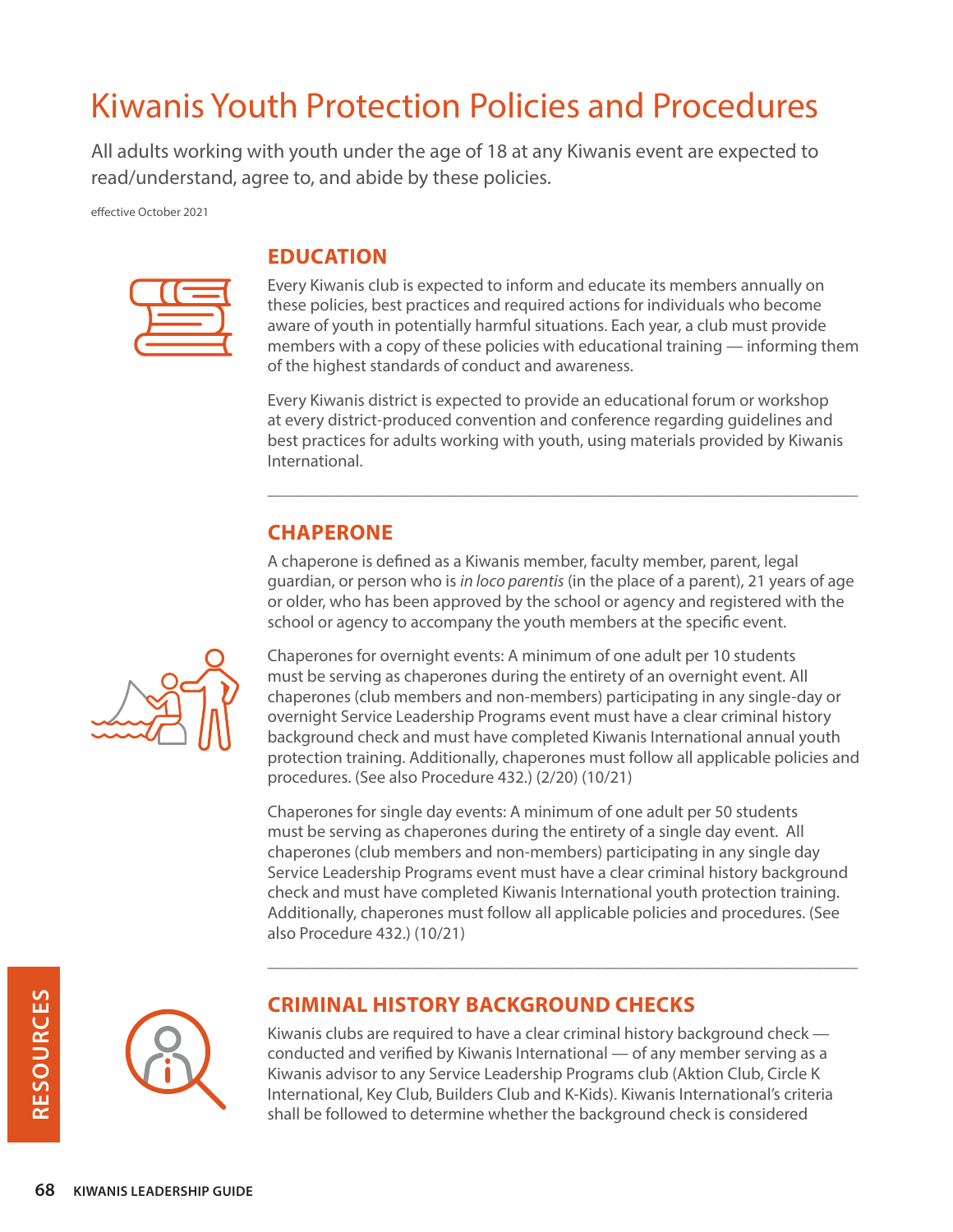# Kiwanis Youth Protection Policies and Procedures

All adults working with youth under the age of 18 at any Kiwanis event are expected to read/understand, agree to, and abide by these policies.

effective October 2021

## EDUCATION

Every Kiwanis club is expected to inform and educate its members annually on these policies, best practices and required actions for individuals who become aware of youth in potentially harmful situations. Each year, a club must provide members with a copy of these policies with educational training — informing them of the highest standards of conduct and awareness.

Every Kiwanis district is expected to provide an educational forum or workshop at every district-produced convention and conference regarding guidelines and best practices for adults working with youth, using materials provided by Kiwanis International.

---

## CHAPERONE

A chaperone is defined as a Kiwanis member, faculty member, parent, legal guardian, or person who is *in loco parentis* (in the place of a parent), 21 years of age or older, who has been approved by the school or agency and registered with the school or agency to accompany the youth members at the specific event.

Chaperones for overnight events: A minimum of one adult per 10 students must be serving as chaperones during the entirety of an overnight event. All chaperones (club members and non-members) participating in any single-day or overnight Service Leadership Programs event must have a clear criminal history background check and must have completed Kiwanis International annual youth protection training. Additionally, chaperones must follow all applicable policies and procedures. (See also Procedure 432.) (2/20) (10/21)

Chaperones for single day events: A minimum of one adult per 50 students must be serving as chaperones during the entirety of a single day event. All chaperones (club members and non-members) participating in any single day Service Leadership Programs event must have a clear criminal history background check and must have completed Kiwanis International youth protection training. Additionally, chaperones must follow all applicable policies and procedures. (See also Procedure 432.) (10/21)

---

## CRIMINAL HISTORY BACKGROUND CHECKS

Kiwanis clubs are required to have a clear criminal history background check — conducted and verified by Kiwanis International — of any member serving as a Kiwanis advisor to any Service Leadership Programs club (Aktion Club, Circle K International, Key Club, Builders Club and K-Kids). Kiwanis International's criteria shall be followed to determine whether the background check is considered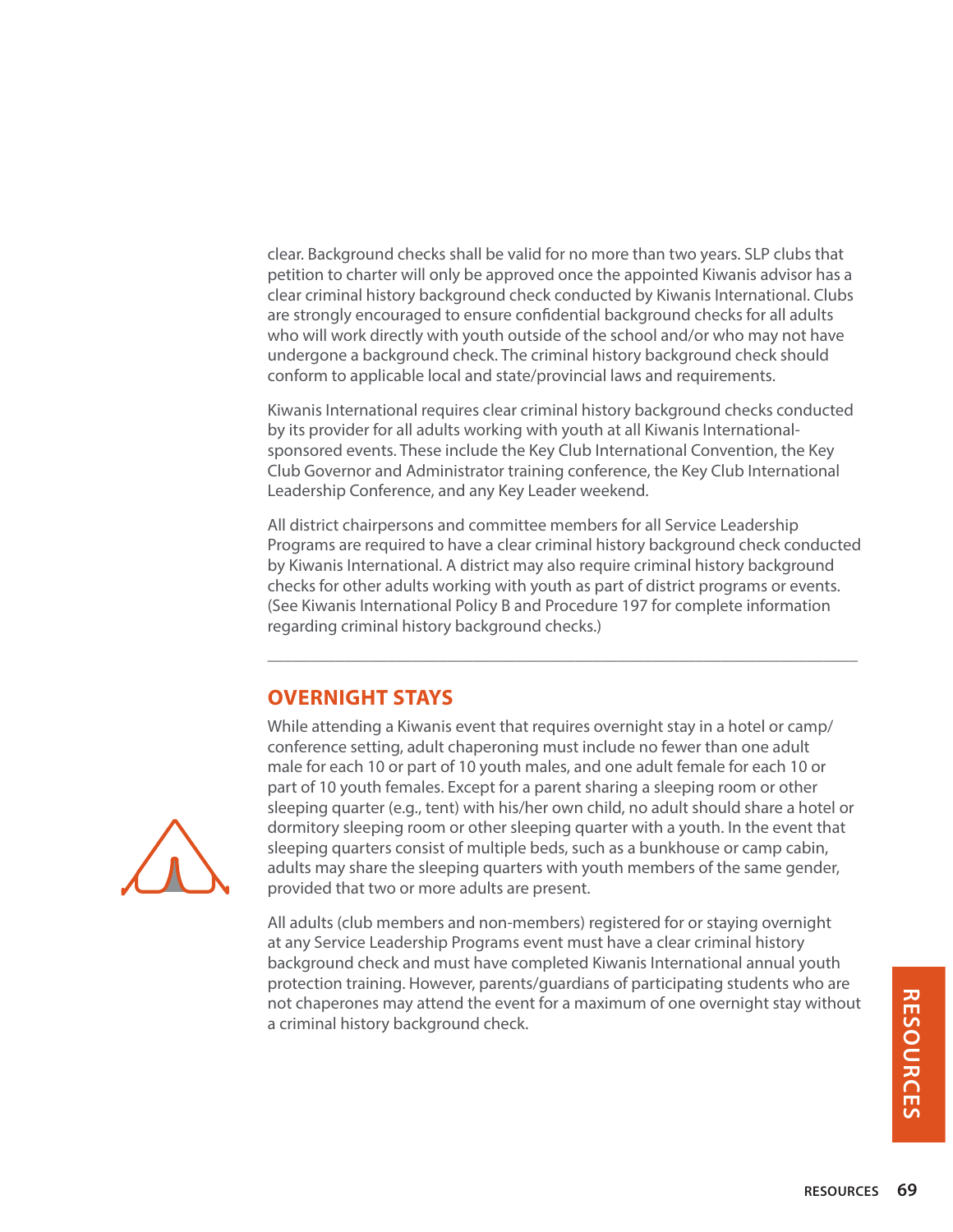clear. Background checks shall be valid for no more than two years. SLP clubs that petition to charter will only be approved once the appointed Kiwanis advisor has a clear criminal history background check conducted by Kiwanis International. Clubs are strongly encouraged to ensure confidential background checks for all adults who will work directly with youth outside of the school and/or who may not have undergone a background check. The criminal history background check should conform to applicable local and state/provincial laws and requirements.

Kiwanis International requires clear criminal history background checks conducted by its provider for all adults working with youth at all Kiwanis International-sponsored events. These include the Key Club International Convention, the Key Club Governor and Administrator training conference, the Key Club International Leadership Conference, and any Key Leader weekend.

All district chairpersons and committee members for all Service Leadership Programs are required to have a clear criminal history background check conducted by Kiwanis International. A district may also require criminal history background checks for other adults working with youth as part of district programs or events. (See Kiwanis International Policy B and Procedure 197 for complete information regarding criminal history background checks.)

---

## OVERNIGHT STAYS

While attending a Kiwanis event that requires overnight stay in a hotel or camp/conference setting, adult chaperoning must include no fewer than one adult male for each 10 or part of 10 youth males, and one adult female for each 10 or part of 10 youth females. Except for a parent sharing a sleeping room or other sleeping quarter (e.g., tent) with his/her own child, no adult should share a hotel or dormitory sleeping room or other sleeping quarter with a youth. In the event that sleeping quarters consist of multiple beds, such as a bunkhouse or camp cabin, adults may share the sleeping quarters with youth members of the same gender, provided that two or more adults are present.

All adults (club members and non-members) registered for or staying overnight at any Service Leadership Programs event must have a clear criminal history background check and must have completed Kiwanis International annual youth protection training. However, parents/guardians of participating students who are not chaperones may attend the event for a maximum of one overnight stay without a criminal history background check.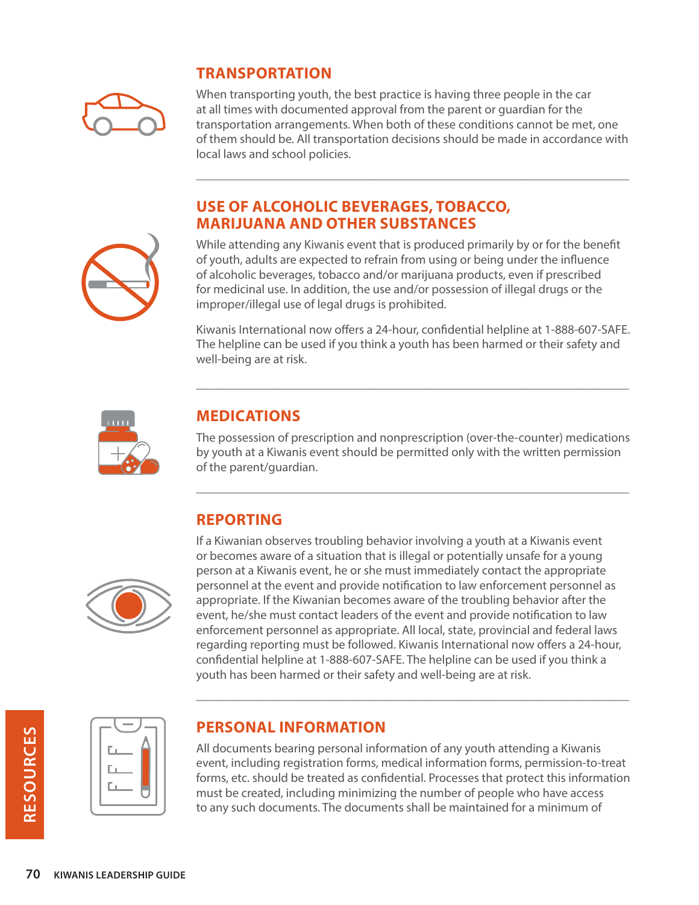## TRANSPORTATION

When transporting youth, the best practice is having three people in the car at all times with documented approval from the parent or guardian for the transportation arrangements. When both of these conditions cannot be met, one of them should be. All transportation decisions should be made in accordance with local laws and school policies.

## USE OF ALCOHOLIC BEVERAGES, TOBACCO, MARIJUANA AND OTHER SUBSTANCES

While attending any Kiwanis event that is produced primarily by or for the benefit of youth, adults are expected to refrain from using or being under the influence of alcoholic beverages, tobacco and/or marijuana products, even if prescribed for medicinal use. In addition, the use and/or possession of illegal drugs or the improper/illegal use of legal drugs is prohibited.

Kiwanis International now offers a 24-hour, confidential helpline at 1-888-607-SAFE. The helpline can be used if you think a youth has been harmed or their safety and well-being are at risk.

## MEDICATIONS

The possession of prescription and nonprescription (over-the-counter) medications by youth at a Kiwanis event should be permitted only with the written permission of the parent/guardian.

## REPORTING

If a Kiwanian observes troubling behavior involving a youth at a Kiwanis event or becomes aware of a situation that is illegal or potentially unsafe for a young person at a Kiwanis event, he or she must immediately contact the appropriate personnel at the event and provide notification to law enforcement personnel as appropriate. If the Kiwanian becomes aware of the troubling behavior after the event, he/she must contact leaders of the event and provide notification to law enforcement personnel as appropriate. All local, state, provincial and federal laws regarding reporting must be followed. Kiwanis International now offers a 24-hour, confidential helpline at 1-888-607-SAFE. The helpline can be used if you think a youth has been harmed or their safety and well-being are at risk.

## PERSONAL INFORMATION

All documents bearing personal information of any youth attending a Kiwanis event, including registration forms, medical information forms, permission-to-treat forms, etc. should be treated as confidential. Processes that protect this information must be created, including minimizing the number of people who have access to any such documents. The documents shall be maintained for a minimum of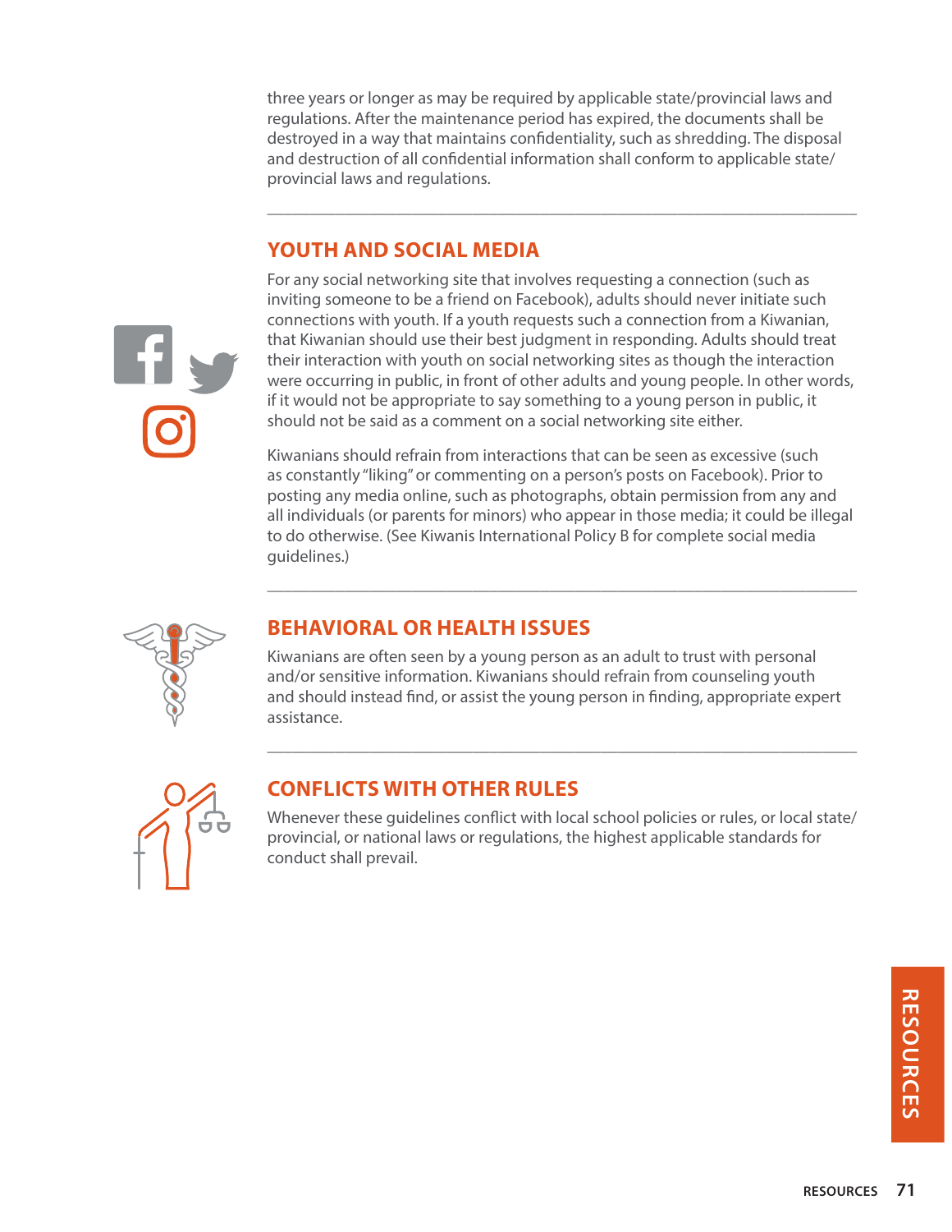three years or longer as may be required by applicable state/provincial laws and regulations. After the maintenance period has expired, the documents shall be destroyed in a way that maintains confidentiality, such as shredding. The disposal and destruction of all confidential information shall conform to applicable state/provincial laws and regulations.

## YOUTH AND SOCIAL MEDIA

For any social networking site that involves requesting a connection (such as inviting someone to be a friend on Facebook), adults should never initiate such connections with youth. If a youth requests such a connection from a Kiwanian, that Kiwanian should use their best judgment in responding. Adults should treat their interaction with youth on social networking sites as though the interaction were occurring in public, in front of other adults and young people. In other words, if it would not be appropriate to say something to a young person in public, it should not be said as a comment on a social networking site either.

Kiwanians should refrain from interactions that can be seen as excessive (such as constantly "liking" or commenting on a person's posts on Facebook). Prior to posting any media online, such as photographs, obtain permission from any and all individuals (or parents for minors) who appear in those media; it could be illegal to do otherwise. (See Kiwanis International Policy B for complete social media guidelines.)

## BEHAVIORAL OR HEALTH ISSUES

Kiwanians are often seen by a young person as an adult to trust with personal and/or sensitive information. Kiwanians should refrain from counseling youth and should instead find, or assist the young person in finding, appropriate expert assistance.

## CONFLICTS WITH OTHER RULES

Whenever these guidelines conflict with local school policies or rules, or local state/provincial, or national laws or regulations, the highest applicable standards for conduct shall prevail.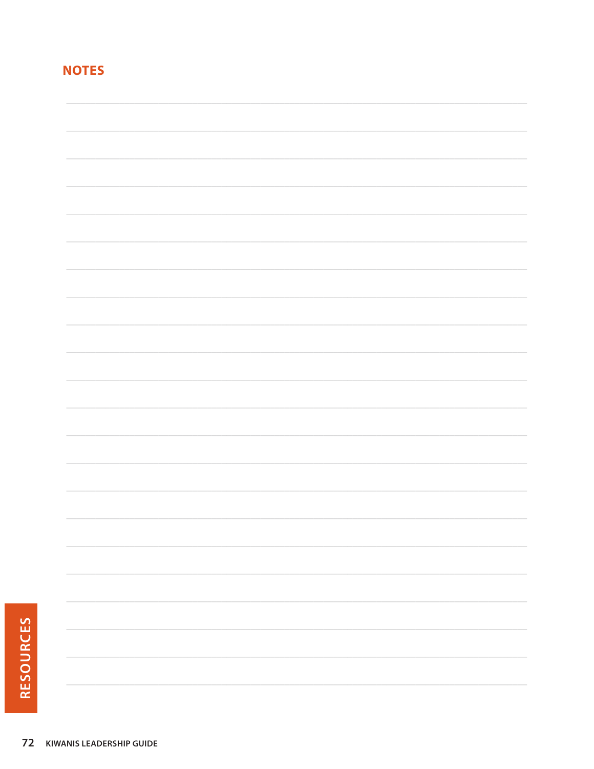## NOTES